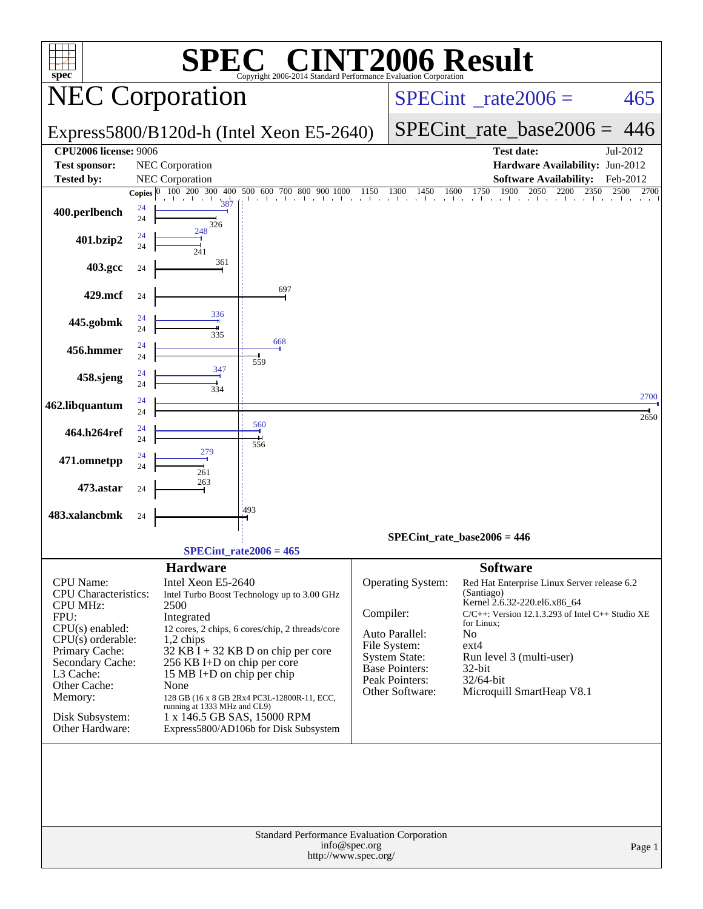# SPEC® CINT2006 Result

Copyright 2006-2014 Standard Performance Evaluation Corporation

## NEC Corporation

Express5800/B120d-h (Intel Xeon E5-2640)

SPECint_rate2006 = 465

SPECint_rate_base2006 = 446

| | | | |
|---|---|---|---|
| **CPU2006 license:** 9006 | | **Test date:** | Jul-2012 |
| **Test sponsor:** | NEC Corporation | **Hardware Availability:** | Jun-2012 |
| **Tested by:** | NEC Corporation | **Software Availability:** | Feb-2012 |

| Benchmark | Copies | Peak | Base |
|---|---|---|---|
| 400.perlbench | 24 | 387 | 326 |
| 401.bzip2 | 24 | 248 | 241 |
| 403.gcc | 24 | | 361 |
| 429.mcf | 24 | | 697 |
| 445.gobmk | 24 | 336 | 335 |
| 456.hmmer | 24 | 668 | 559 |
| 458.sjeng | 24 | 347 | 334 |
| 462.libquantum | 24 | 2700 | 2650 |
| 464.h264ref | 24 | 560 | 556 |
| 471.omnetpp | 24 | 279 | 261 |
| 473.astar | 24 | | 263 |
| 483.xalancbmk | 24 | | 493 |

SPECint_rate_base2006 = 446

SPECint_rate2006 = 465

### Hardware

| | |
|---|---|
| CPU Name: | Intel Xeon E5-2640 |
| CPU Characteristics: | Intel Turbo Boost Technology up to 3.00 GHz |
| CPU MHz: | 2500 |
| FPU: | Integrated |
| CPU(s) enabled: | 12 cores, 2 chips, 6 cores/chip, 2 threads/core |
| CPU(s) orderable: | 1,2 chips |
| Primary Cache: | 32 KB I + 32 KB D on chip per core |
| Secondary Cache: | 256 KB I+D on chip per core |
| L3 Cache: | 15 MB I+D on chip per chip |
| Other Cache: | None |
| Memory: | 128 GB (16 x 8 GB 2Rx4 PC3L-12800R-11, ECC, running at 1333 MHz and CL9) |
| Disk Subsystem: | 1 x 146.5 GB SAS, 15000 RPM |
| Other Hardware: | Express5800/AD106b for Disk Subsystem |

### Software

| | |
|---|---|
| Operating System: | Red Hat Enterprise Linux Server release 6.2 (Santiago) Kernel 2.6.32-220.el6.x86_64 |
| Compiler: | C/C++: Version 12.1.3.293 of Intel C++ Studio XE for Linux; |
| Auto Parallel: | No |
| File System: | ext4 |
| System State: | Run level 3 (multi-user) |
| Base Pointers: | 32-bit |
| Peak Pointers: | 32/64-bit |
| Other Software: | Microquill SmartHeap V8.1 |

Standard Performance Evaluation Corporation
info@spec.org
http://www.spec.org/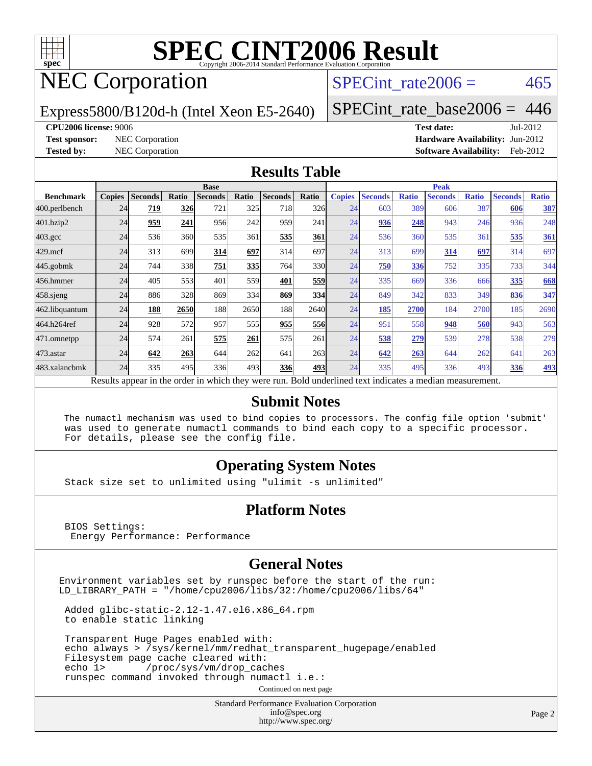# SPEC CINT2006 Result

Copyright 2006-2014 Standard Performance Evaluation Corporation

## NEC Corporation

Express5800/B120d-h (Intel Xeon E5-2640)

SPECint_rate2006 = 465

SPECint_rate_base2006 = 446

**CPU2006 license:** 9006
**Test sponsor:** NEC Corporation
**Tested by:** NEC Corporation

**Test date:** Jul-2012
**Hardware Availability:** Jun-2012
**Software Availability:** Feb-2012

### Results Table

| Benchmark | Base | | | | | | | Peak | | | | | | |
|---|---|---|---|---|---|---|---|---|---|---|---|---|---|---|
| | Copies | Seconds | Ratio | Seconds | Ratio | Seconds | Ratio | Copies | Seconds | Ratio | Seconds | Ratio | Seconds | Ratio |
| 400.perlbench | 24 | **719** | **326** | 721 | 325 | 718 | 326 | 24 | 603 | 389 | 606 | 387 | **606** | **387** |
| 401.bzip2 | 24 | **959** | **241** | 956 | 242 | 959 | 241 | 24 | **936** | **248** | 943 | 246 | 936 | 248 |
| 403.gcc | 24 | 536 | 360 | 535 | 361 | **535** | **361** | 24 | 536 | 360 | 535 | 361 | **535** | **361** |
| 429.mcf | 24 | 313 | 699 | **314** | **697** | 314 | 697 | 24 | 313 | 699 | **314** | **697** | 314 | 697 |
| 445.gobmk | 24 | 744 | 338 | **751** | **335** | 764 | 330 | 24 | **750** | **336** | 752 | 335 | 733 | 344 |
| 456.hmmer | 24 | 405 | 553 | 401 | 559 | **401** | **559** | 24 | 335 | 669 | 336 | 666 | **335** | **668** |
| 458.sjeng | 24 | 886 | 328 | 869 | 334 | **869** | **334** | 24 | 849 | 342 | 833 | 349 | **836** | **347** |
| 462.libquantum | 24 | **188** | **2650** | 188 | 2650 | 188 | 2640 | 24 | **185** | **2700** | 184 | 2700 | 185 | 2690 |
| 464.h264ref | 24 | 928 | 572 | 957 | 555 | **955** | **556** | 24 | 951 | 558 | **948** | **560** | 943 | 563 |
| 471.omnetpp | 24 | 574 | 261 | **575** | **261** | 575 | 261 | 24 | **538** | **279** | 539 | 278 | 538 | 279 |
| 473.astar | 24 | **642** | **263** | 644 | 262 | 641 | 263 | 24 | **642** | **263** | 644 | 262 | 641 | 263 |
| 483.xalancbmk | 24 | 335 | 495 | 336 | 493 | **336** | **493** | 24 | 335 | 495 | 336 | 493 | **336** | **493** |

Results appear in the order in which they were run. Bold underlined text indicates a median measurement.

### Submit Notes

```
The numactl mechanism was used to bind copies to processors. The config file option 'submit'
was used to generate numactl commands to bind each copy to a specific processor.
For details, please see the config file.
```

### Operating System Notes

```
Stack size set to unlimited using "ulimit -s unlimited"
```

### Platform Notes

```
BIOS Settings:
 Energy Performance: Performance
```

### General Notes

```
Environment variables set by runspec before the start of the run:
LD_LIBRARY_PATH = "/home/cpu2006/libs/32:/home/cpu2006/libs/64"

 Added glibc-static-2.12-1.47.el6.x86_64.rpm
 to enable static linking

 Transparent Huge Pages enabled with:
 echo always > /sys/kernel/mm/redhat_transparent_hugepage/enabled
 Filesystem page cache cleared with:
 echo 1>       /proc/sys/vm/drop_caches
 runspec command invoked through numactl i.e.:
```

Continued on next page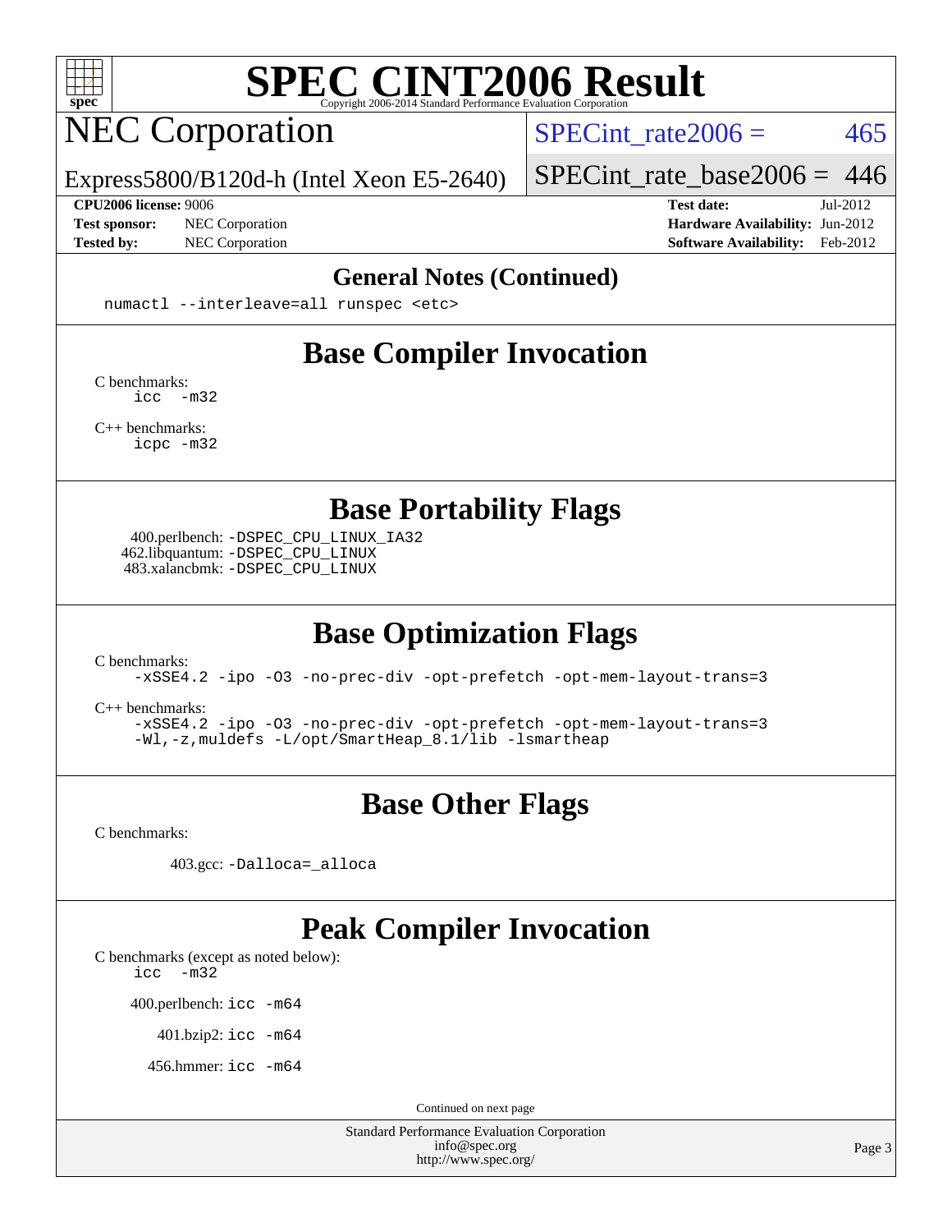## General Notes (Continued)

```
numactl --interleave=all runspec <etc>
```

## Base Compiler Invocation

C benchmarks:
```
icc  -m32
```

C++ benchmarks:
```
icpc -m32
```

## Base Portability Flags

400.perlbench: `-DSPEC_CPU_LINUX_IA32`
462.libquantum: `-DSPEC_CPU_LINUX`
483.xalancbmk: `-DSPEC_CPU_LINUX`

## Base Optimization Flags

C benchmarks:
```
-xSSE4.2 -ipo -O3 -no-prec-div -opt-prefetch -opt-mem-layout-trans=3
```

C++ benchmarks:
```
-xSSE4.2 -ipo -O3 -no-prec-div -opt-prefetch -opt-mem-layout-trans=3
-Wl,-z,muldefs -L/opt/SmartHeap_8.1/lib -lsmartheap
```

## Base Other Flags

C benchmarks:

403.gcc: `-Dalloca=_alloca`

## Peak Compiler Invocation

C benchmarks (except as noted below):
```
icc  -m32
```

400.perlbench: `icc -m64`

401.bzip2: `icc -m64`

456.hmmer: `icc -m64`

Continued on next page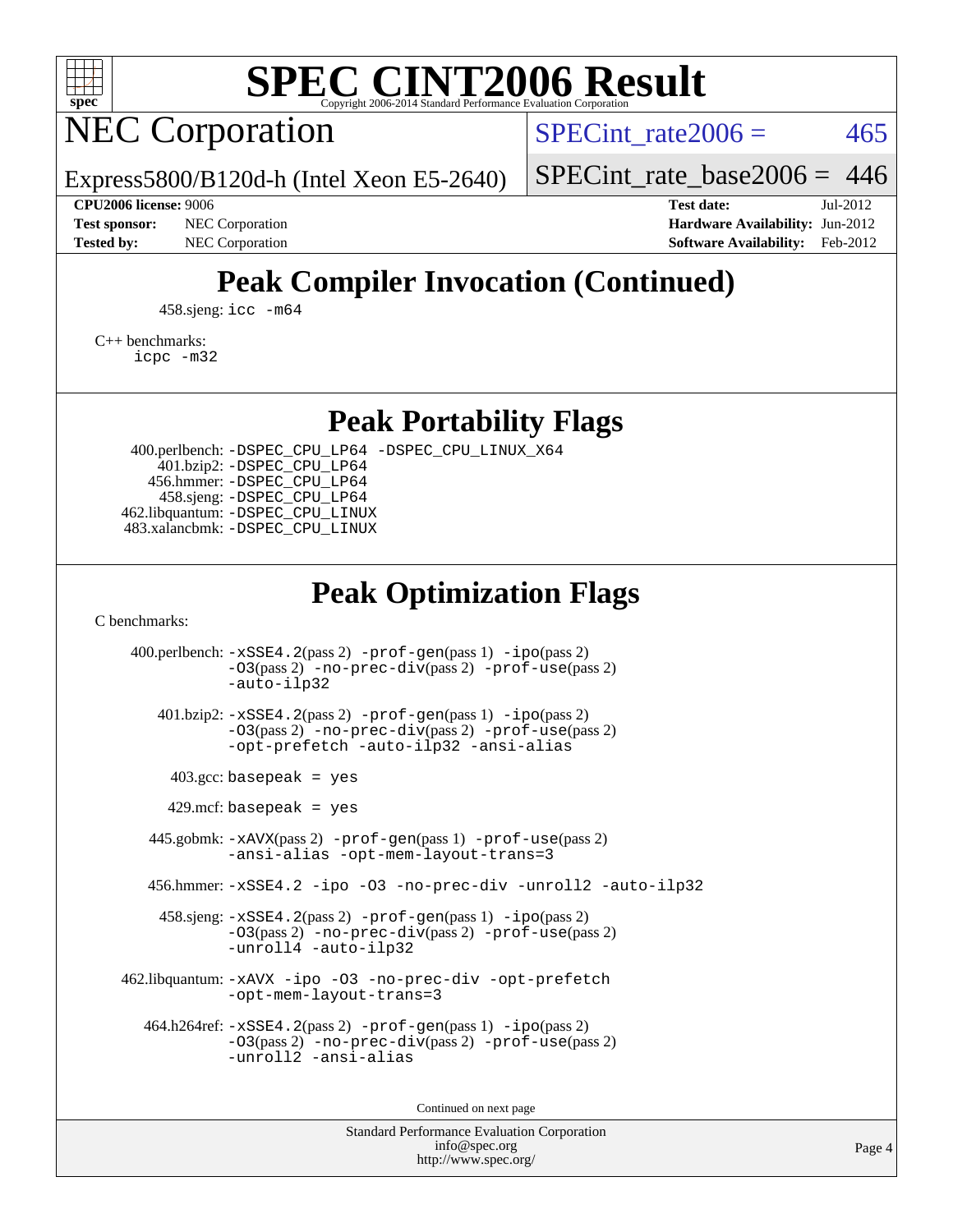# SPEC CINT2006 Result

Copyright 2006-2014 Standard Performance Evaluation Corporation

## NEC Corporation

Express5800/B120d-h (Intel Xeon E5-2640)

SPECint_rate2006 = 465

SPECint_rate_base2006 = 446

**CPU2006 license:** 9006
**Test sponsor:** NEC Corporation
**Tested by:** NEC Corporation

**Test date:** Jul-2012
**Hardware Availability:** Jun-2012
**Software Availability:** Feb-2012

## Peak Compiler Invocation (Continued)

458.sjeng: `icc -m64`

C++ benchmarks:
`icpc -m32`

## Peak Portability Flags

400.perlbench: `-DSPEC_CPU_LP64 -DSPEC_CPU_LINUX_X64`
401.bzip2: `-DSPEC_CPU_LP64`
456.hmmer: `-DSPEC_CPU_LP64`
458.sjeng: `-DSPEC_CPU_LP64`
462.libquantum: `-DSPEC_CPU_LINUX`
483.xalancbmk: `-DSPEC_CPU_LINUX`

## Peak Optimization Flags

C benchmarks:

400.perlbench: `-xSSE4.2`(pass 2) `-prof-gen`(pass 1) `-ipo`(pass 2) `-O3`(pass 2) `-no-prec-div`(pass 2) `-prof-use`(pass 2) `-auto-ilp32`

401.bzip2: `-xSSE4.2`(pass 2) `-prof-gen`(pass 1) `-ipo`(pass 2) `-O3`(pass 2) `-no-prec-div`(pass 2) `-prof-use`(pass 2) `-opt-prefetch -auto-ilp32 -ansi-alias`

403.gcc: `basepeak = yes`

429.mcf: `basepeak = yes`

445.gobmk: `-xAVX`(pass 2) `-prof-gen`(pass 1) `-prof-use`(pass 2) `-ansi-alias -opt-mem-layout-trans=3`

456.hmmer: `-xSSE4.2 -ipo -O3 -no-prec-div -unroll2 -auto-ilp32`

458.sjeng: `-xSSE4.2`(pass 2) `-prof-gen`(pass 1) `-ipo`(pass 2) `-O3`(pass 2) `-no-prec-div`(pass 2) `-prof-use`(pass 2) `-unroll4 -auto-ilp32`

462.libquantum: `-xAVX -ipo -O3 -no-prec-div -opt-prefetch -opt-mem-layout-trans=3`

464.h264ref: `-xSSE4.2`(pass 2) `-prof-gen`(pass 1) `-ipo`(pass 2) `-O3`(pass 2) `-no-prec-div`(pass 2) `-prof-use`(pass 2) `-unroll2 -ansi-alias`

Continued on next page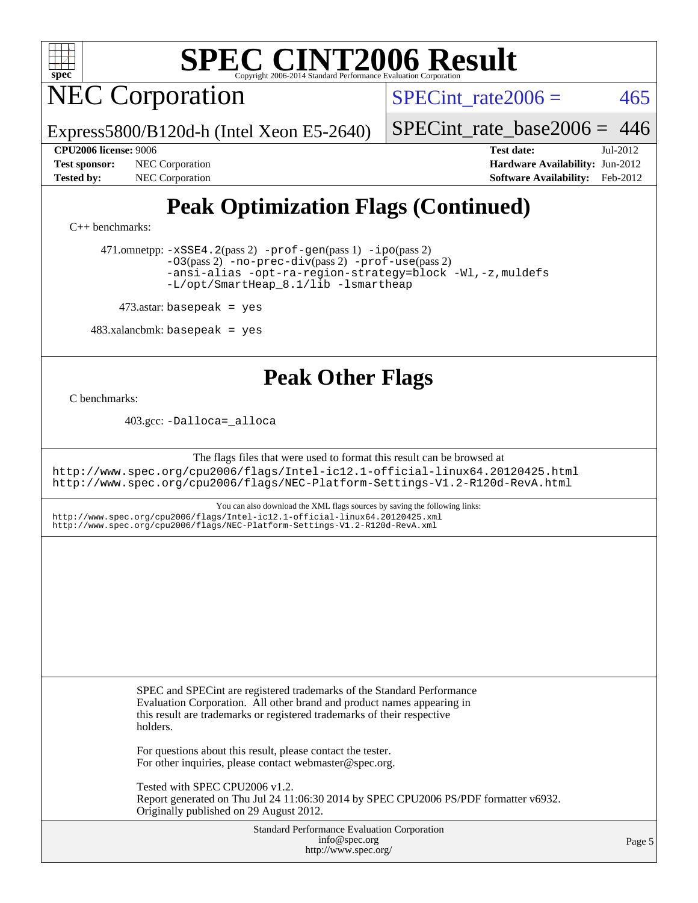# Peak Optimization Flags (Continued)

C++ benchmarks:

471.omnetpp: -xSSE4.2(pass 2) -prof-gen(pass 1) -ipo(pass 2) -O3(pass 2) -no-prec-div(pass 2) -prof-use(pass 2) -ansi-alias -opt-ra-region-strategy=block -Wl,-z,muldefs -L/opt/SmartHeap_8.1/lib -lsmartheap

473.astar: basepeak = yes

483.xalancbmk: basepeak = yes

# Peak Other Flags

C benchmarks:

403.gcc: -Dalloca=_alloca

The flags files that were used to format this result can be browsed at
http://www.spec.org/cpu2006/flags/Intel-ic12.1-official-linux64.20120425.html
http://www.spec.org/cpu2006/flags/NEC-Platform-Settings-V1.2-R120d-RevA.html

You can also download the XML flags sources by saving the following links:
http://www.spec.org/cpu2006/flags/Intel-ic12.1-official-linux64.20120425.xml
http://www.spec.org/cpu2006/flags/NEC-Platform-Settings-V1.2-R120d-RevA.xml

SPEC and SPECint are registered trademarks of the Standard Performance Evaluation Corporation. All other brand and product names appearing in this result are trademarks or registered trademarks of their respective holders.

For questions about this result, please contact the tester.
For other inquiries, please contact webmaster@spec.org.

Tested with SPEC CPU2006 v1.2.
Report generated on Thu Jul 24 11:06:30 2014 by SPEC CPU2006 PS/PDF formatter v6932.
Originally published on 29 August 2012.